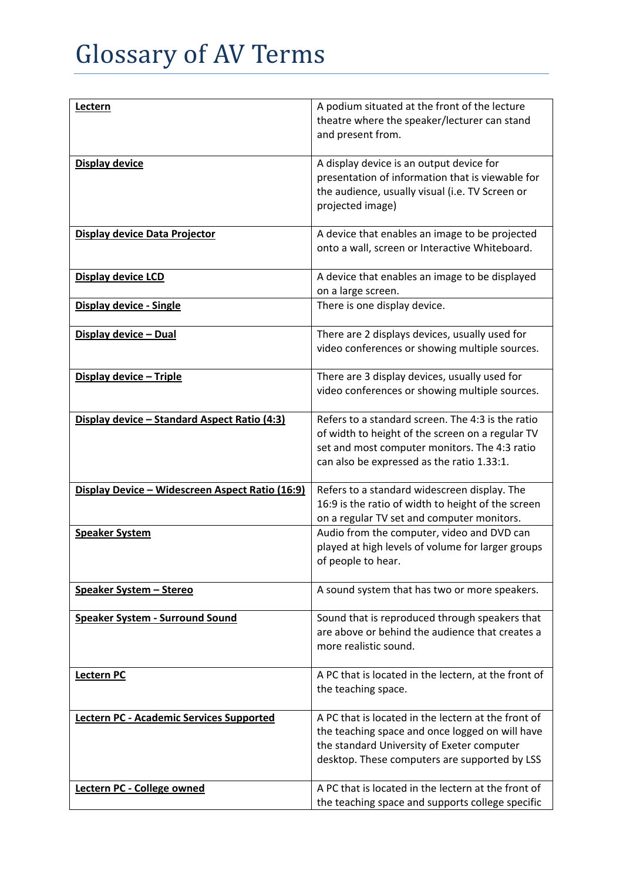# Glossary of AV Terms

| Term | Definition |
|---|---|
| **Lectern** | A podium situated at the front of the lecture theatre where the speaker/lecturer can stand and present from. |
| **Display device** | A display device is an output device for presentation of information that is viewable for the audience, usually visual (i.e. TV Screen or projected image) |
| **Display device Data Projector** | A device that enables an image to be projected onto a wall, screen or Interactive Whiteboard. |
| **Display device LCD** | A device that enables an image to be displayed on a large screen. |
| **Display device - Single** | There is one display device. |
| **Display device – Dual** | There are 2 displays devices, usually used for video conferences or showing multiple sources. |
| **Display device – Triple** | There are 3 display devices, usually used for video conferences or showing multiple sources. |
| **Display device – Standard Aspect Ratio (4:3)** | Refers to a standard screen. The 4:3 is the ratio of width to height of the screen on a regular TV set and most computer monitors. The 4:3 ratio can also be expressed as the ratio 1.33:1. |
| **Display Device – Widescreen Aspect Ratio (16:9)** | Refers to a standard widescreen display. The 16:9 is the ratio of width to height of the screen on a regular TV set and computer monitors. |
| **Speaker System** | Audio from the computer, video and DVD can played at high levels of volume for larger groups of people to hear. |
| **Speaker System – Stereo** | A sound system that has two or more speakers. |
| **Speaker System - Surround Sound** | Sound that is reproduced through speakers that are above or behind the audience that creates a more realistic sound. |
| **Lectern PC** | A PC that is located in the lectern, at the front of the teaching space. |
| **Lectern PC - Academic Services Supported** | A PC that is located in the lectern at the front of the teaching space and once logged on will have the standard University of Exeter computer desktop. These computers are supported by LSS |
| **Lectern PC - College owned** | A PC that is located in the lectern at the front of the teaching space and supports college specific |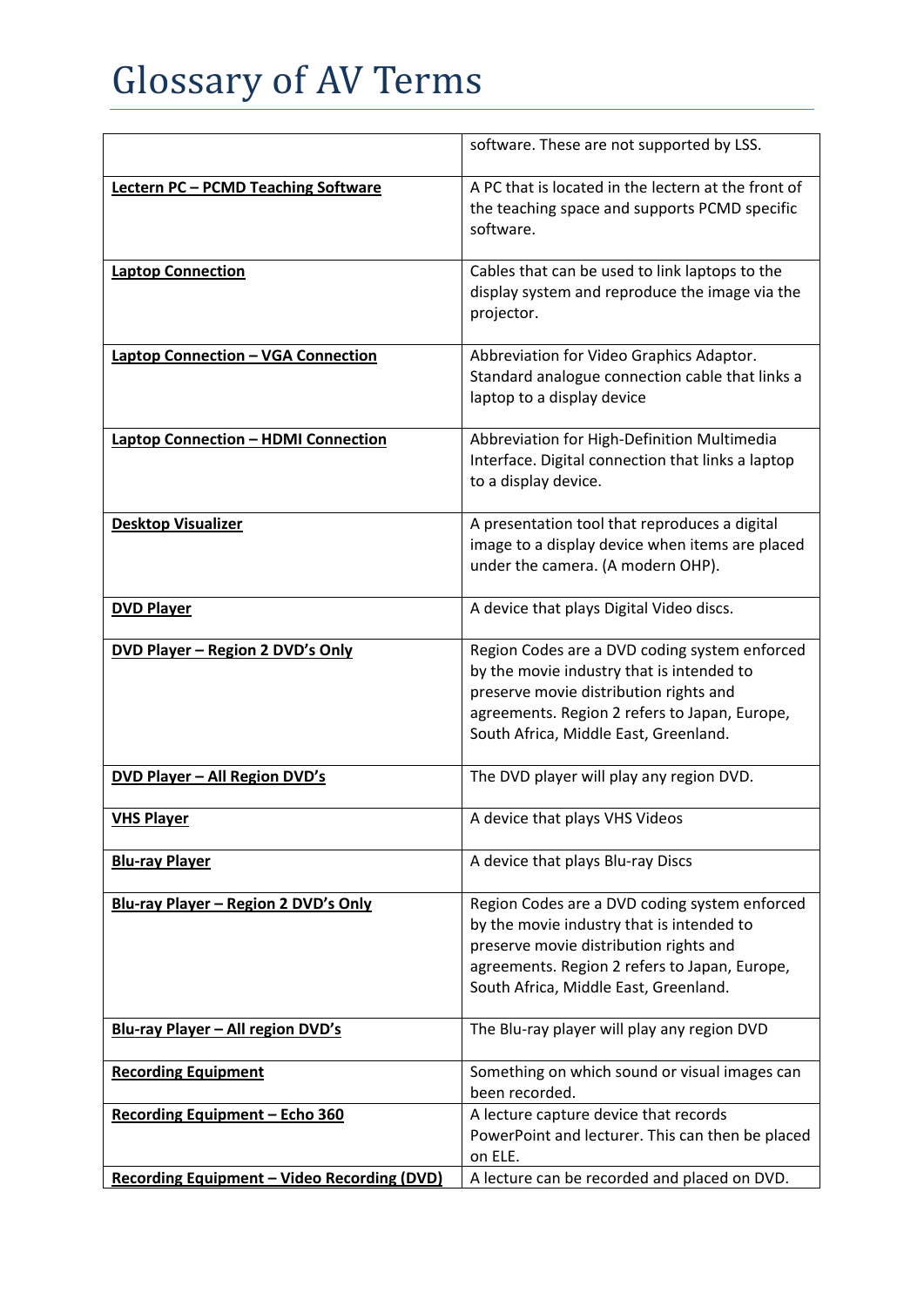# Glossary of AV Terms

| | |
|---|---|
| | software. These are not supported by LSS. |
| **Lectern PC – PCMD Teaching Software** | A PC that is located in the lectern at the front of the teaching space and supports PCMD specific software. |
| **Laptop Connection** | Cables that can be used to link laptops to the display system and reproduce the image via the projector. |
| **Laptop Connection – VGA Connection** | Abbreviation for Video Graphics Adaptor. Standard analogue connection cable that links a laptop to a display device |
| **Laptop Connection – HDMI Connection** | Abbreviation for High-Definition Multimedia Interface. Digital connection that links a laptop to a display device. |
| **Desktop Visualizer** | A presentation tool that reproduces a digital image to a display device when items are placed under the camera. (A modern OHP). |
| **DVD Player** | A device that plays Digital Video discs. |
| **DVD Player – Region 2 DVD's Only** | Region Codes are a DVD coding system enforced by the movie industry that is intended to preserve movie distribution rights and agreements. Region 2 refers to Japan, Europe, South Africa, Middle East, Greenland. |
| **DVD Player – All Region DVD's** | The DVD player will play any region DVD. |
| **VHS Player** | A device that plays VHS Videos |
| **Blu-ray Player** | A device that plays Blu-ray Discs |
| **Blu-ray Player – Region 2 DVD's Only** | Region Codes are a DVD coding system enforced by the movie industry that is intended to preserve movie distribution rights and agreements. Region 2 refers to Japan, Europe, South Africa, Middle East, Greenland. |
| **Blu-ray Player – All region DVD's** | The Blu-ray player will play any region DVD |
| **Recording Equipment** | Something on which sound or visual images can been recorded. |
| **Recording Equipment – Echo 360** | A lecture capture device that records PowerPoint and lecturer. This can then be placed on ELE. |
| **Recording Equipment – Video Recording (DVD)** | A lecture can be recorded and placed on DVD. |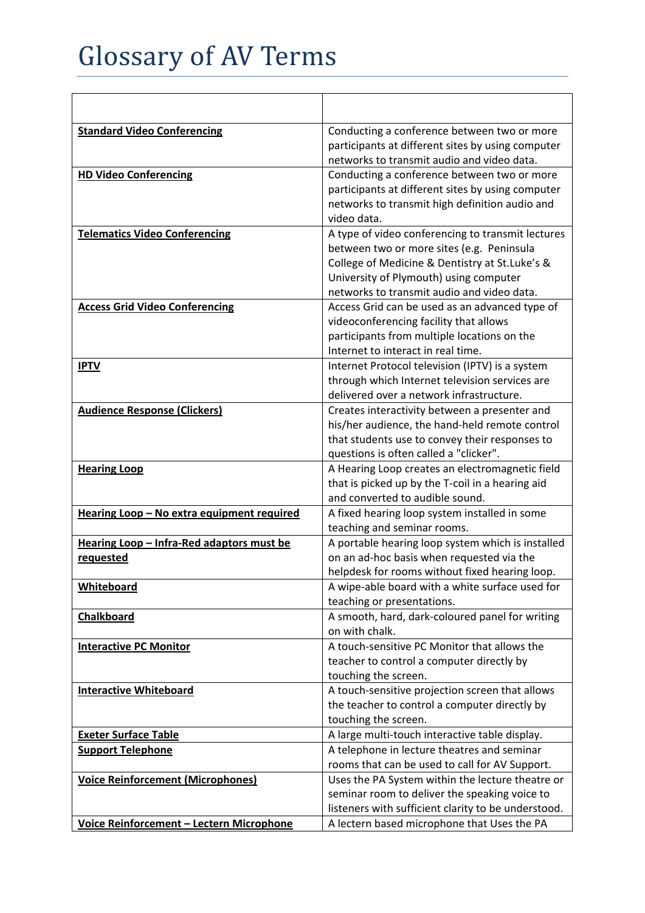# Glossary of AV Terms

| | |
|---|---|
| **Standard Video Conferencing** | Conducting a conference between two or more participants at different sites by using computer networks to transmit audio and video data. |
| **HD Video Conferencing** | Conducting a conference between two or more participants at different sites by using computer networks to transmit high definition audio and video data. |
| **Telematics Video Conferencing** | A type of video conferencing to transmit lectures between two or more sites (e.g. Peninsula College of Medicine & Dentistry at St.Luke's & University of Plymouth) using computer networks to transmit audio and video data. |
| **Access Grid Video Conferencing** | Access Grid can be used as an advanced type of videoconferencing facility that allows participants from multiple locations on the Internet to interact in real time. |
| **IPTV** | Internet Protocol television (IPTV) is a system through which Internet television services are delivered over a network infrastructure. |
| **Audience Response (Clickers)** | Creates interactivity between a presenter and his/her audience, the hand-held remote control that students use to convey their responses to questions is often called a "clicker". |
| **Hearing Loop** | A Hearing Loop creates an electromagnetic field that is picked up by the T-coil in a hearing aid and converted to audible sound. |
| **Hearing Loop – No extra equipment required** | A fixed hearing loop system installed in some teaching and seminar rooms. |
| **Hearing Loop – Infra-Red adaptors must be requested** | A portable hearing loop system which is installed on an ad-hoc basis when requested via the helpdesk for rooms without fixed hearing loop. |
| **Whiteboard** | A wipe-able board with a white surface used for teaching or presentations. |
| **Chalkboard** | A smooth, hard, dark-coloured panel for writing on with chalk. |
| **Interactive PC Monitor** | A touch-sensitive PC Monitor that allows the teacher to control a computer directly by touching the screen. |
| **Interactive Whiteboard** | A touch-sensitive projection screen that allows the teacher to control a computer directly by touching the screen. |
| **Exeter Surface Table** | A large multi-touch interactive table display. |
| **Support Telephone** | A telephone in lecture theatres and seminar rooms that can be used to call for AV Support. |
| **Voice Reinforcement (Microphones)** | Uses the PA System within the lecture theatre or seminar room to deliver the speaking voice to listeners with sufficient clarity to be understood. |
| **Voice Reinforcement – Lectern Microphone** | A lectern based microphone that Uses the PA |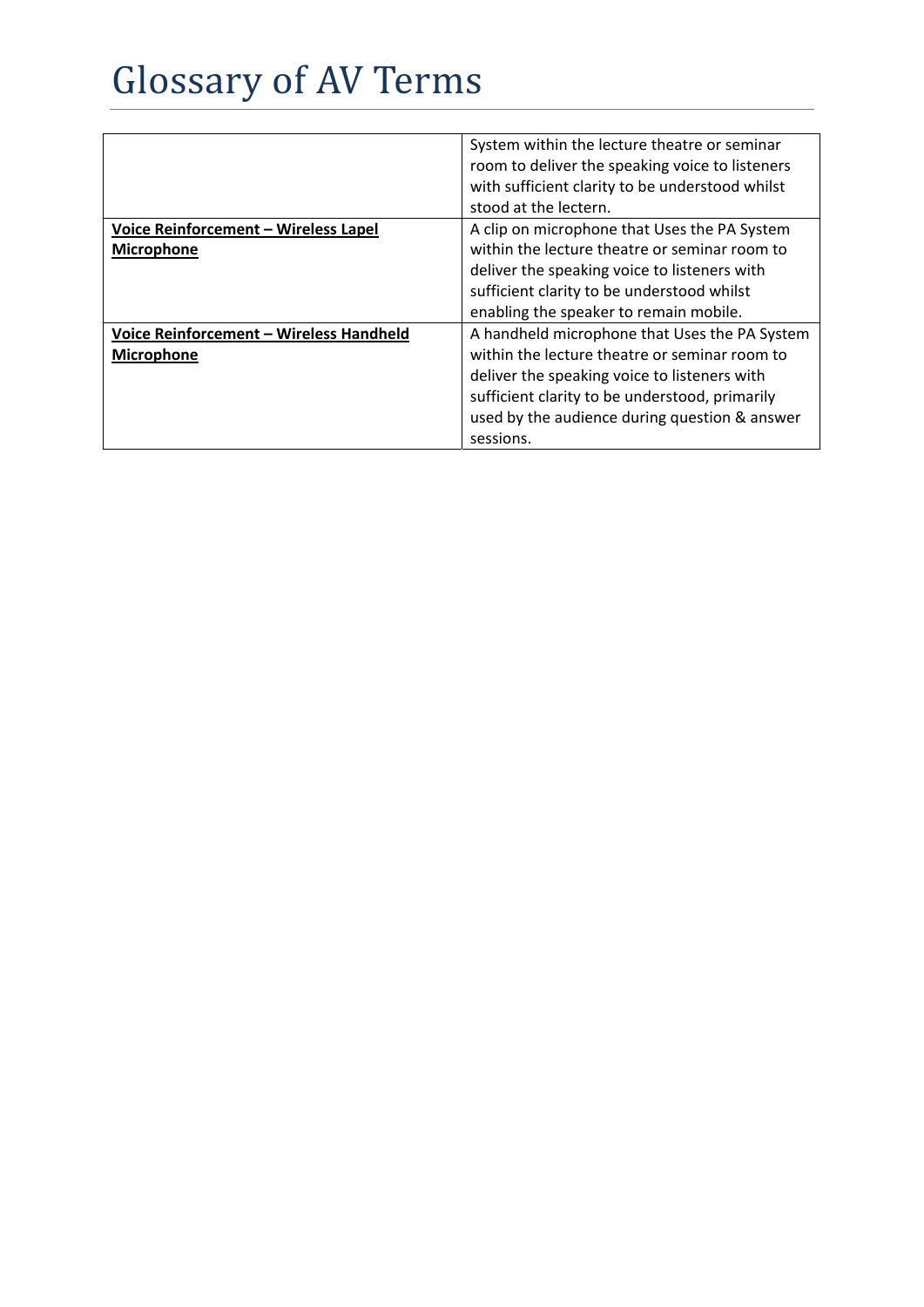# Glossary of AV Terms

| | |
|---|---|
| | System within the lecture theatre or seminar room to deliver the speaking voice to listeners with sufficient clarity to be understood whilst stood at the lectern. |
| **Voice Reinforcement – Wireless Lapel Microphone** | A clip on microphone that Uses the PA System within the lecture theatre or seminar room to deliver the speaking voice to listeners with sufficient clarity to be understood whilst enabling the speaker to remain mobile. |
| **Voice Reinforcement – Wireless Handheld Microphone** | A handheld microphone that Uses the PA System within the lecture theatre or seminar room to deliver the speaking voice to listeners with sufficient clarity to be understood, primarily used by the audience during question & answer sessions. |